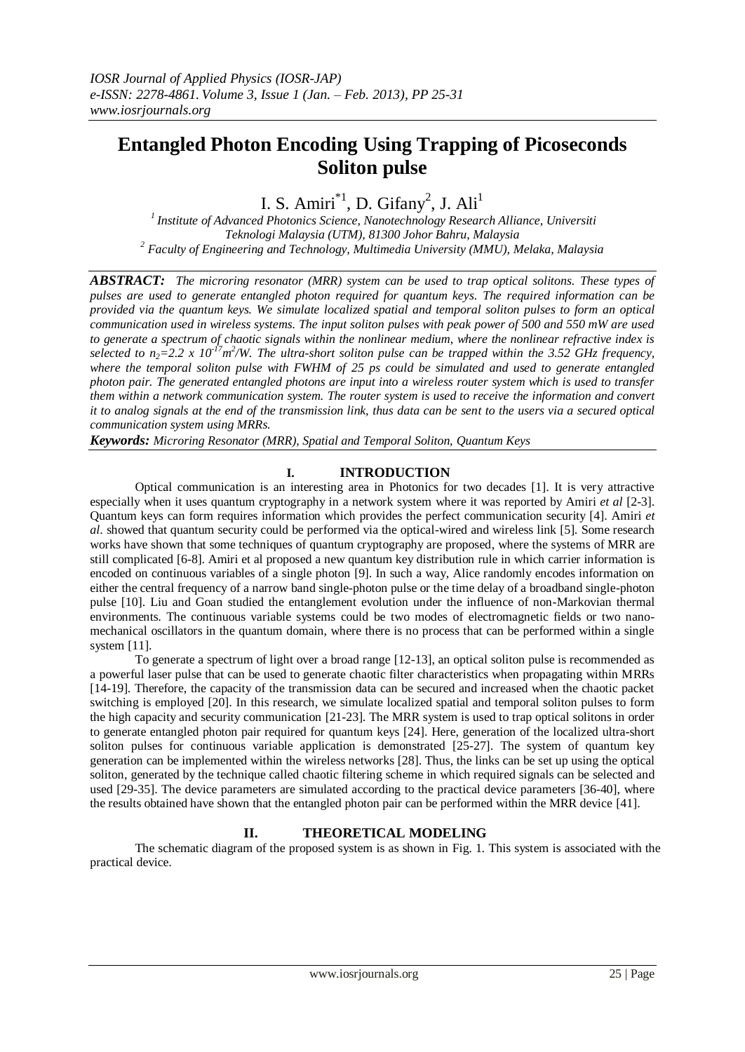# Entangled Photon Encoding Using Trapping of Picoseconds Soliton pulse

I. S. Amiri[*1], D. Gifany[2], J. Ali[1]

[1] Institute of Advanced Photonics Science, Nanotechnology Research Alliance, Universiti Teknologi Malaysia (UTM), 81300 Johor Bahru, Malaysia

[2] Faculty of Engineering and Technology, Multimedia University (MMU), Melaka, Malaysia

***ABSTRACT:*** *The microring resonator (MRR) system can be used to trap optical solitons. These types of pulses are used to generate entangled photon required for quantum keys. The required information can be provided via the quantum keys. We simulate localized spatial and temporal soliton pulses to form an optical communication used in wireless systems. The input soliton pulses with peak power of 500 and 550 mW are used to generate a spectrum of chaotic signals within the nonlinear medium, where the nonlinear refractive index is selected to $n_2=2.2 \times 10^{-17} m^2/W$. The ultra-short soliton pulse can be trapped within the 3.52 GHz frequency, where the temporal soliton pulse with FWHM of 25 ps could be simulated and used to generate entangled photon pair. The generated entangled photons are input into a wireless router system which is used to transfer them within a network communication system. The router system is used to receive the information and convert it to analog signals at the end of the transmission link, thus data can be sent to the users via a secured optical communication system using MRRs.*

***Keywords:*** *Microring Resonator (MRR), Spatial and Temporal Soliton, Quantum Keys*

## I. INTRODUCTION

Optical communication is an interesting area in Photonics for two decades [1]. It is very attractive especially when it uses quantum cryptography in a network system where it was reported by Amiri *et al* [2-3]. Quantum keys can form requires information which provides the perfect communication security [4]. Amiri *et al*. showed that quantum security could be performed via the optical-wired and wireless link [5]. Some research works have shown that some techniques of quantum cryptography are proposed, where the systems of MRR are still complicated [6-8]. Amiri et al proposed a new quantum key distribution rule in which carrier information is encoded on continuous variables of a single photon [9]. In such a way, Alice randomly encodes information on either the central frequency of a narrow band single-photon pulse or the time delay of a broadband single-photon pulse [10]. Liu and Goan studied the entanglement evolution under the influence of non-Markovian thermal environments. The continuous variable systems could be two modes of electromagnetic fields or two nano-mechanical oscillators in the quantum domain, where there is no process that can be performed within a single system [11].

To generate a spectrum of light over a broad range [12-13], an optical soliton pulse is recommended as a powerful laser pulse that can be used to generate chaotic filter characteristics when propagating within MRRs [14-19]. Therefore, the capacity of the transmission data can be secured and increased when the chaotic packet switching is employed [20]. In this research, we simulate localized spatial and temporal soliton pulses to form the high capacity and security communication [21-23]. The MRR system is used to trap optical solitons in order to generate entangled photon pair required for quantum keys [24]. Here, generation of the localized ultra-short soliton pulses for continuous variable application is demonstrated [25-27]. The system of quantum key generation can be implemented within the wireless networks [28]. Thus, the links can be set up using the optical soliton, generated by the technique called chaotic filtering scheme in which required signals can be selected and used [29-35]. The device parameters are simulated according to the practical device parameters [36-40], where the results obtained have shown that the entangled photon pair can be performed within the MRR device [41].

## II. THEORETICAL MODELING

The schematic diagram of the proposed system is as shown in Fig. 1. This system is associated with the practical device.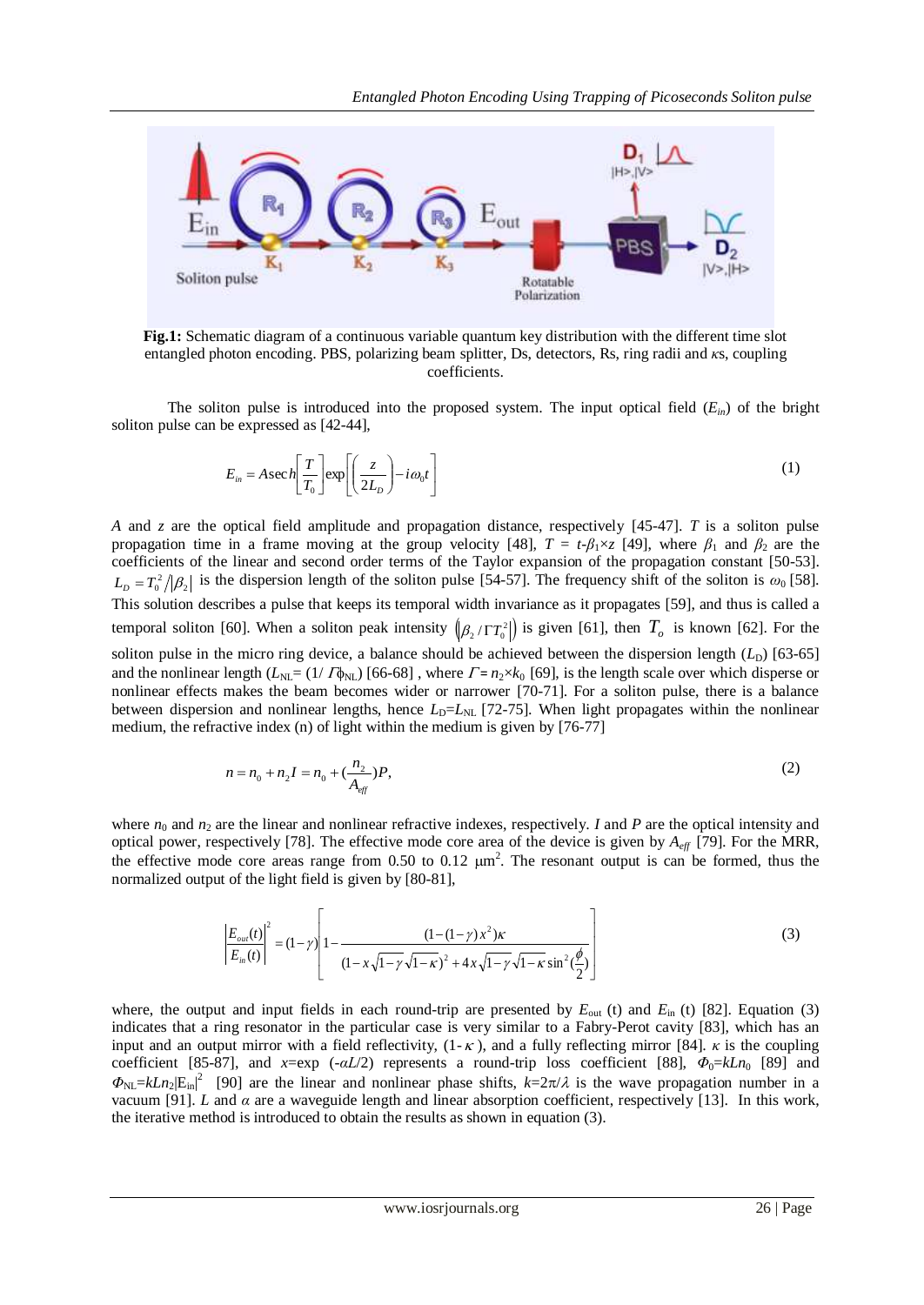**Fig.1:** Schematic diagram of a continuous variable quantum key distribution with the different time slot entangled photon encoding. PBS, polarizing beam splitter, Ds, detectors, Rs, ring radii and $\kappa$s, coupling coefficients.

The soliton pulse is introduced into the proposed system. The input optical field ($E_{in}$) of the bright soliton pulse can be expressed as [42-44],

$$E_{in} = A\operatorname{sech}\left[\frac{T}{T_0}\right]\exp\left[\left(\frac{z}{2L_D}\right) - i\omega_0 t\right] \tag{1}$$

$A$ and $z$ are the optical field amplitude and propagation distance, respectively [45-47]. $T$ is a soliton pulse propagation time in a frame moving at the group velocity [48], $T = t\text{-}\beta_1 \times z$ [49], where $\beta_1$ and $\beta_2$ are the coefficients of the linear and second order terms of the Taylor expansion of the propagation constant [50-53]. $L_D = T_0^2/|\beta_2|$ is the dispersion length of the soliton pulse [54-57]. The frequency shift of the soliton is $\omega_0$ [58]. This solution describes a pulse that keeps its temporal width invariance as it propagates [59], and thus is called a temporal soliton [60]. When a soliton peak intensity $\left(|\beta_2/\Gamma T_0^2|\right)$ is given [61], then $T_o$ is known [62]. For the soliton pulse in the micro ring device, a balance should be achieved between the dispersion length ($L_D$) [63-65] and the nonlinear length ($L_{NL}= (1/\,\Gamma\phi_{NL})$ [66-68] , where $\Gamma = n_2 \times k_0$ [69], is the length scale over which disperse or nonlinear effects makes the beam becomes wider or narrower [70-71]. For a soliton pulse, there is a balance between dispersion and nonlinear lengths, hence $L_D$=$L_{NL}$ [72-75]. When light propagates within the nonlinear medium, the refractive index (n) of light within the medium is given by [76-77]

$$n = n_0 + n_2 I = n_0 + \left(\frac{n_2}{A_{eff}}\right)P, \tag{2}$$

where $n_0$ and $n_2$ are the linear and nonlinear refractive indexes, respectively. $I$ and $P$ are the optical intensity and optical power, respectively [78]. The effective mode core area of the device is given by $A_{eff}$ [79]. For the MRR, the effective mode core areas range from 0.50 to 0.12 μm$^2$. The resonant output is can be formed, thus the normalized output of the light field is given by [80-81],

$$\left|\frac{E_{out}(t)}{E_{in}(t)}\right|^2 = (1-\gamma)\left[1 - \frac{(1-(1-\gamma)x^2)\kappa}{(1 - x\sqrt{1-\gamma}\sqrt{1-\kappa})^2 + 4x\sqrt{1-\gamma}\sqrt{1-\kappa}\sin^2(\frac{\phi}{2})}\right] \tag{3}$$

where, the output and input fields in each round-trip are presented by $E_{out}$ (t) and $E_{in}$ (t) [82]. Equation (3) indicates that a ring resonator in the particular case is very similar to a Fabry-Perot cavity [83], which has an input and an output mirror with a field reflectivity, (1-$\kappa$), and a fully reflecting mirror [84]. $\kappa$ is the coupling coefficient [85-87], and $x$=exp $(-\alpha L/2)$ represents a round-trip loss coefficient [88], $\Phi_0$=$kLn_0$ [89] and $\Phi_{NL}$=$kLn_2|E_{in}|^2$ [90] are the linear and nonlinear phase shifts, $k$=$2\pi/\lambda$ is the wave propagation number in a vacuum [91]. $L$ and $\alpha$ are a waveguide length and linear absorption coefficient, respectively [13]. In this work, the iterative method is introduced to obtain the results as shown in equation (3).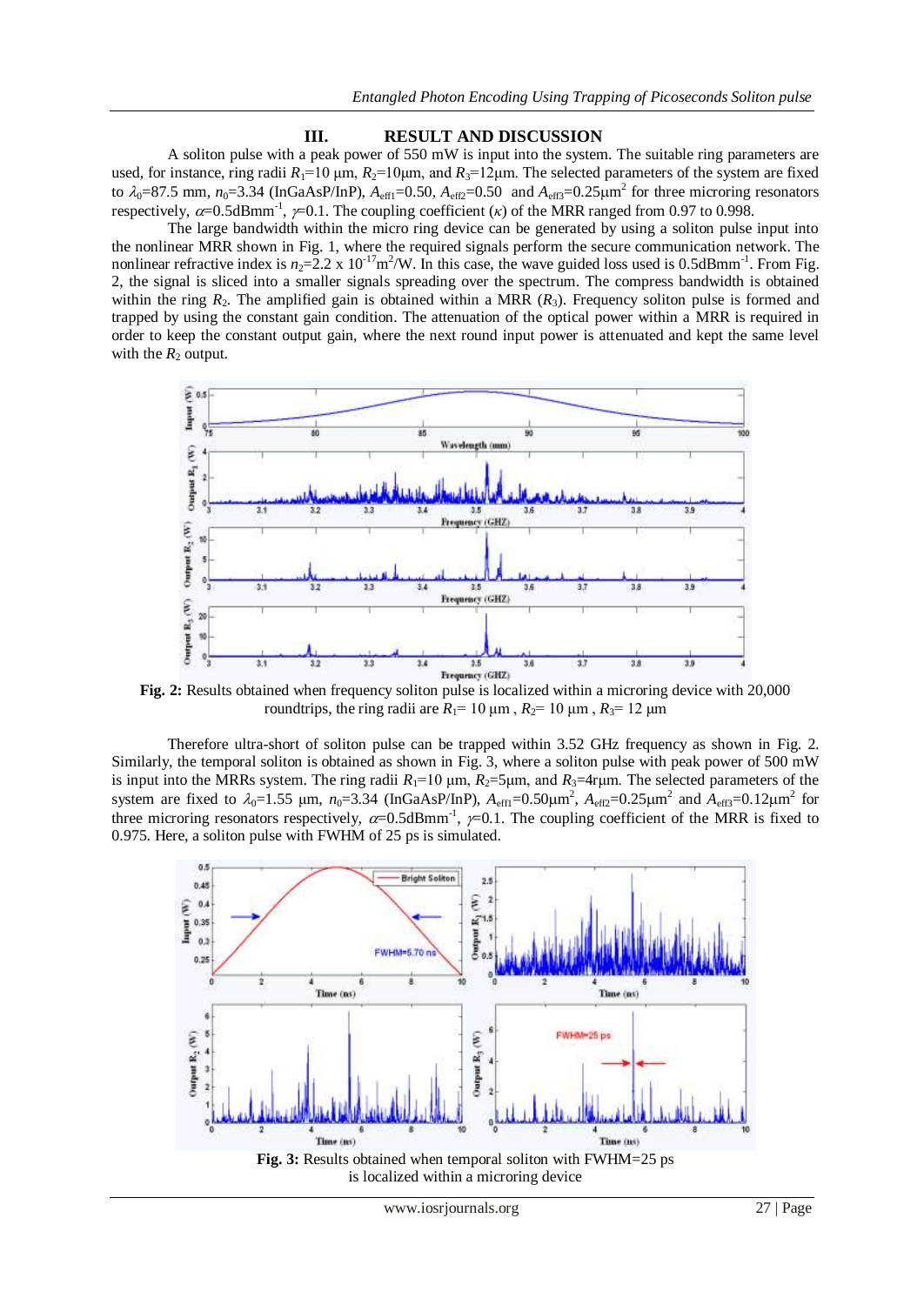## III. RESULT AND DISCUSSION

A soliton pulse with a peak power of 550 mW is input into the system. The suitable ring parameters are used, for instance, ring radii $R_1$=10 μm, $R_2$=10μm, and $R_3$=12μm. The selected parameters of the system are fixed to $\lambda_0$=87.5 mm, $n_0$=3.34 (InGaAsP/InP), $A_{eff1}$=0.50, $A_{eff2}$=0.50 and $A_{eff3}$=0.25μm$^2$ for three microring resonators respectively, $\alpha$=0.5dBmm$^{-1}$, $\gamma$=0.1. The coupling coefficient ($\kappa$) of the MRR ranged from 0.97 to 0.998.

The large bandwidth within the micro ring device can be generated by using a soliton pulse input into the nonlinear MRR shown in Fig. 1, where the required signals perform the secure communication network. The nonlinear refractive index is $n_2$=2.2 x 10$^{-17}$m$^2$/W. In this case, the wave guided loss used is 0.5dBmm$^{-1}$. From Fig. 2, the signal is sliced into a smaller signals spreading over the spectrum. The compress bandwidth is obtained within the ring $R_2$. The amplified gain is obtained within a MRR ($R_3$). Frequency soliton pulse is formed and trapped by using the constant gain condition. The attenuation of the optical power within a MRR is required in order to keep the constant output gain, where the next round input power is attenuated and kept the same level with the $R_2$ output.

**Fig. 2:** Results obtained when frequency soliton pulse is localized within a microring device with 20,000 roundtrips, the ring radii are $R_1$= 10 μm , $R_2$= 10 μm , $R_3$= 12 μm

Therefore ultra-short of soliton pulse can be trapped within 3.52 GHz frequency as shown in Fig. 2. Similarly, the temporal soliton is obtained as shown in Fig. 3, where a soliton pulse with peak power of 500 mW is input into the MRRs system. The ring radii $R_1$=10 μm, $R_2$=5μm, and $R_3$=4rμm. The selected parameters of the system are fixed to $\lambda_0$=1.55 μm, $n_0$=3.34 (InGaAsP/InP), $A_{eff1}$=0.50μm$^2$, $A_{eff2}$=0.25μm$^2$ and $A_{eff3}$=0.12μm$^2$ for three microring resonators respectively, $\alpha$=0.5dBmm$^{-1}$, $\gamma$=0.1. The coupling coefficient of the MRR is fixed to 0.975. Here, a soliton pulse with FWHM of 25 ps is simulated.

**Fig. 3:** Results obtained when temporal soliton with FWHM=25 ps is localized within a microring device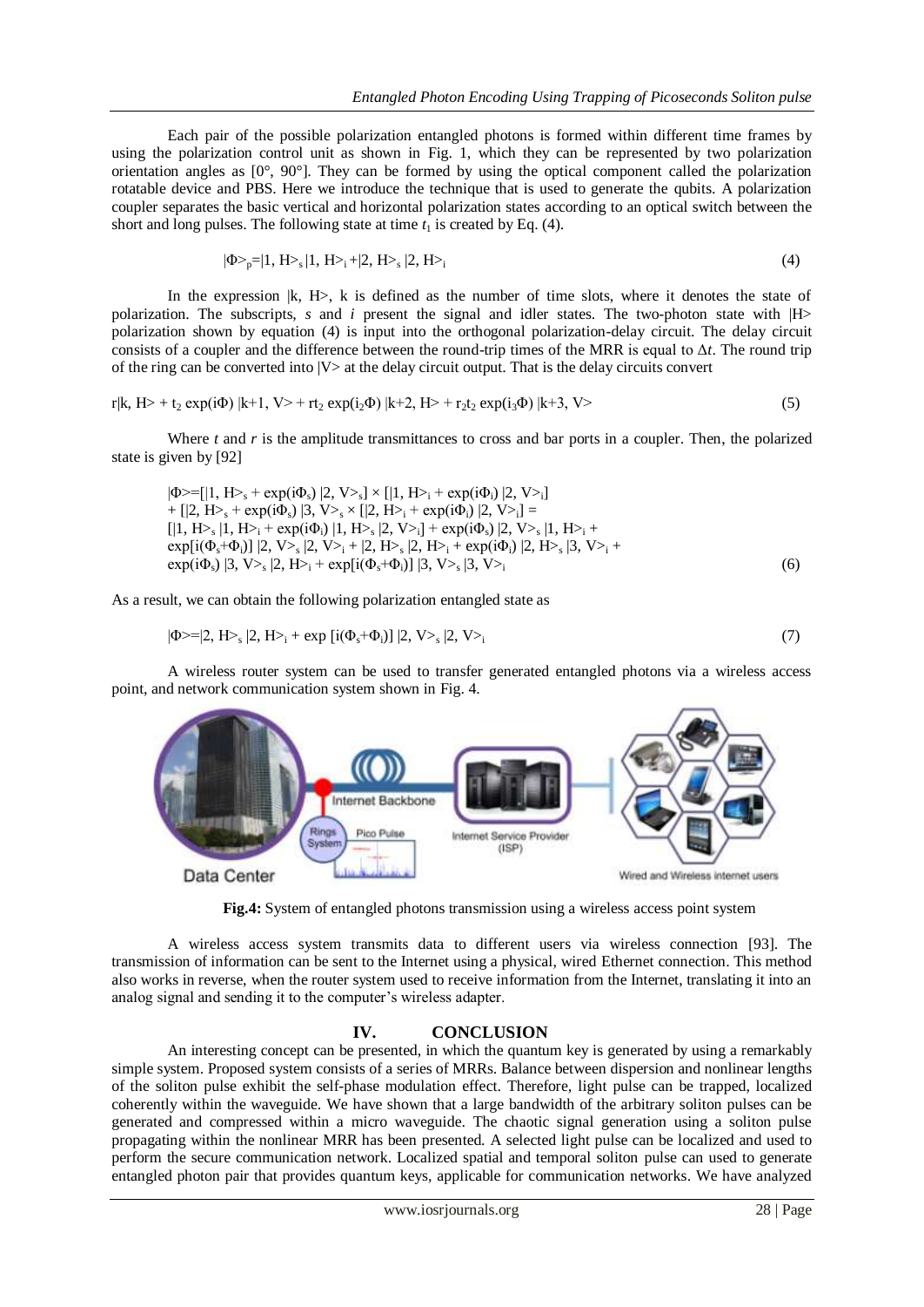Each pair of the possible polarization entangled photons is formed within different time frames by using the polarization control unit as shown in Fig. 1, which they can be represented by two polarization orientation angles as [0°, 90°]. They can be formed by using the optical component called the polarization rotatable device and PBS. Here we introduce the technique that is used to generate the qubits. A polarization coupler separates the basic vertical and horizontal polarization states according to an optical switch between the short and long pulses. The following state at time $t_1$ is created by Eq. (4).

$$|\Phi\rangle_p = |1, H\rangle_s |1, H\rangle_i + |2, H\rangle_s |2, H\rangle_i \tag{4}$$

In the expression $|k, H\rangle$, k is defined as the number of time slots, where it denotes the state of polarization. The subscripts, *s* and *i* present the signal and idler states. The two-photon state with $|H\rangle$ polarization shown by equation (4) is input into the orthogonal polarization-delay circuit. The delay circuit consists of a coupler and the difference between the round-trip times of the MRR is equal to $\Delta t$. The round trip of the ring can be converted into $|V\rangle$ at the delay circuit output. That is the delay circuits convert

$$r|k, H\rangle + t_2 \exp(i\Phi) |k+1, V\rangle + rt_2 \exp(i_2\Phi) |k+2, H\rangle + r_2 t_2 \exp(i_3\Phi) |k+3, V\rangle \tag{5}$$

Where *t* and *r* is the amplitude transmittances to cross and bar ports in a coupler. Then, the polarized state is given by [92]

$$\begin{aligned}
|\Phi\rangle = {} & [|1, H\rangle_s + \exp(i\Phi_s) |2, V\rangle_s] \times [|1, H\rangle_i + \exp(i\Phi_i) |2, V\rangle_i] \\
& + [|2, H\rangle_s + \exp(i\Phi_s) |3, V\rangle_s \times [|2, H\rangle_i + \exp(i\Phi_i) |2, V\rangle_i] = \\
& [|1, H\rangle_s |1, H\rangle_i + \exp(i\Phi_i) |1, H\rangle_s |2, V\rangle_i] + \exp(i\Phi_s) |2, V\rangle_s |1, H\rangle_i + \\
& \exp[i(\Phi_s+\Phi_i)] |2, V\rangle_s |2, V\rangle_i + |2, H\rangle_s |2, H\rangle_i + \exp(i\Phi_i) |2, H\rangle_s |3, V\rangle_i + \\
& \exp(i\Phi_s) |3, V\rangle_s |2, H\rangle_i + \exp[i(\Phi_s+\Phi_i)] |3, V\rangle_s |3, V\rangle_i
\end{aligned} \tag{6}$$

As a result, we can obtain the following polarization entangled state as

$$|\Phi\rangle = |2, H\rangle_s |2, H\rangle_i + \exp[i(\Phi_s+\Phi_i)] |2, V\rangle_s |2, V\rangle_i \tag{7}$$

A wireless router system can be used to transfer generated entangled photons via a wireless access point, and network communication system shown in Fig. 4.

**Fig.4:** System of entangled photons transmission using a wireless access point system

A wireless access system transmits data to different users via wireless connection [93]. The transmission of information can be sent to the Internet using a physical, wired Ethernet connection. This method also works in reverse, when the router system used to receive information from the Internet, translating it into an analog signal and sending it to the computer's wireless adapter.

## IV. CONCLUSION

An interesting concept can be presented, in which the quantum key is generated by using a remarkably simple system. Proposed system consists of a series of MRRs. Balance between dispersion and nonlinear lengths of the soliton pulse exhibit the self-phase modulation effect. Therefore, light pulse can be trapped, localized coherently within the waveguide. We have shown that a large bandwidth of the arbitrary soliton pulses can be generated and compressed within a micro waveguide. The chaotic signal generation using a soliton pulse propagating within the nonlinear MRR has been presented. A selected light pulse can be localized and used to perform the secure communication network. Localized spatial and temporal soliton pulse can used to generate entangled photon pair that provides quantum keys, applicable for communication networks. We have analyzed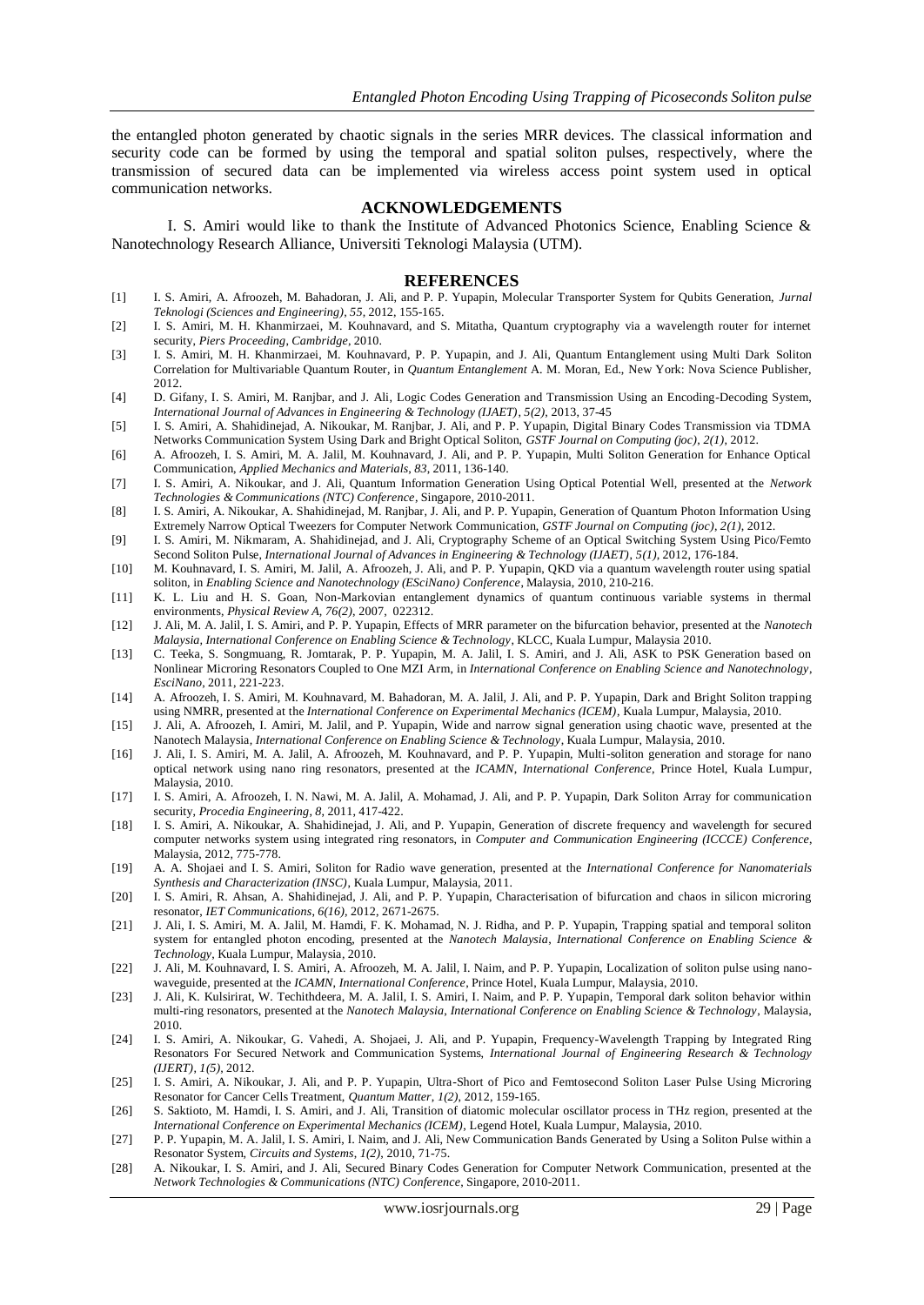the entangled photon generated by chaotic signals in the series MRR devices. The classical information and security code can be formed by using the temporal and spatial soliton pulses, respectively, where the transmission of secured data can be implemented via wireless access point system used in optical communication networks.

## ACKNOWLEDGEMENTS

I. S. Amiri would like to thank the Institute of Advanced Photonics Science, Enabling Science & Nanotechnology Research Alliance, Universiti Teknologi Malaysia (UTM).

## REFERENCES

[1] I. S. Amiri, A. Afroozeh, M. Bahadoran, J. Ali, and P. P. Yupapin, Molecular Transporter System for Qubits Generation, *Jurnal Teknologi (Sciences and Engineering), 55*, 2012, 155-165.

[2] I. S. Amiri, M. H. Khanmirzaei, M. Kouhnavard, and S. Mitatha, Quantum cryptography via a wavelength router for internet security, *Piers Proceeding, Cambridge*, 2010.

[3] I. S. Amiri, M. H. Khanmirzaei, M. Kouhnavard, P. P. Yupapin, and J. Ali, Quantum Entanglement using Multi Dark Soliton Correlation for Multivariable Quantum Router, in *Quantum Entanglement* A. M. Moran, Ed., New York: Nova Science Publisher, 2012.

[4] D. Gifany, I. S. Amiri, M. Ranjbar, and J. Ali, Logic Codes Generation and Transmission Using an Encoding-Decoding System, *International Journal of Advances in Engineering & Technology (IJAET), 5(2)*, 2013, 37-45

[5] I. S. Amiri, A. Shahidinejad, A. Nikoukar, M. Ranjbar, J. Ali, and P. P. Yupapin, Digital Binary Codes Transmission via TDMA Networks Communication System Using Dark and Bright Optical Soliton, *GSTF Journal on Computing (joc), 2(1)*, 2012.

[6] A. Afroozeh, I. S. Amiri, M. A. Jalil, M. Kouhnavard, J. Ali, and P. P. Yupapin, Multi Soliton Generation for Enhance Optical Communication, *Applied Mechanics and Materials, 83*, 2011, 136-140.

[7] I. S. Amiri, A. Nikoukar, and J. Ali, Quantum Information Generation Using Optical Potential Well, presented at the *Network Technologies & Communications (NTC) Conference*, Singapore, 2010-2011.

[8] I. S. Amiri, A. Nikoukar, A. Shahidinejad, M. Ranjbar, J. Ali, and P. P. Yupapin, Generation of Quantum Photon Information Using Extremely Narrow Optical Tweezers for Computer Network Communication, *GSTF Journal on Computing (joc), 2(1)*, 2012.

[9] I. S. Amiri, M. Nikmaram, A. Shahidinejad, and J. Ali, Cryptography Scheme of an Optical Switching System Using Pico/Femto Second Soliton Pulse, *International Journal of Advances in Engineering & Technology (IJAET), 5(1)*, 2012, 176-184.

[10] M. Kouhnavard, I. S. Amiri, M. Jalil, A. Afroozeh, J. Ali, and P. P. Yupapin, QKD via a quantum wavelength router using spatial soliton, in *Enabling Science and Nanotechnology (EsciNano) Conference*, Malaysia, 2010, 210-216.

[11] K. L. Liu and H. S. Goan, Non-Markovian entanglement dynamics of quantum continuous variable systems in thermal environments, *Physical Review A, 76(2)*, 2007, 022312.

[12] J. Ali, M. A. Jalil, I. S. Amiri, and P. P. Yupapin, Effects of MRR parameter on the bifurcation behavior, presented at the *Nanotech Malaysia, International Conference on Enabling Science & Technology*, KLCC, Kuala Lumpur, Malaysia 2010.

[13] C. Teeka, S. Songmuang, R. Jomtarak, P. P. Yupapin, M. A. Jalil, I. S. Amiri, and J. Ali, ASK to PSK Generation based on Nonlinear Microring Resonators Coupled to One MZI Arm, in *International Conference on Enabling Science and Nanotechnology, EsciNano*, 2011, 221-223.

[14] A. Afroozeh, I. S. Amiri, M. Kouhnavard, M. Bahadoran, M. A. Jalil, J. Ali, and P. P. Yupapin, Dark and Bright Soliton trapping using NMRR, presented at the *International Conference on Experimental Mechanics (ICEM)*, Kuala Lumpur, Malaysia, 2010.

[15] J. Ali, A. Afroozeh, I. Amiri, M. Jalil, and P. Yupapin, Wide and narrow signal generation using chaotic wave, presented at the Nanotech Malaysia, *International Conference on Enabling Science & Technology*, Kuala Lumpur, Malaysia, 2010.

[16] J. Ali, I. S. Amiri, M. A. Jalil, A. Afroozeh, M. Kouhnavard, and P. P. Yupapin, Multi-soliton generation and storage for nano optical network using nano ring resonators, presented at the *ICAMN, International Conference*, Prince Hotel, Kuala Lumpur, Malaysia, 2010.

[17] I. S. Amiri, A. Afroozeh, I. N. Nawi, M. A. Jalil, A. Mohamad, J. Ali, and P. P. Yupapin, Dark Soliton Array for communication security, *Procedia Engineering, 8*, 2011, 417-422.

[18] I. S. Amiri, A. Nikoukar, A. Shahidinejad, J. Ali, and P. Yupapin, Generation of discrete frequency and wavelength for secured computer networks system using integrated ring resonators, in *Computer and Communication Engineering (ICCCE) Conference*, Malaysia, 2012, 775-778.

[19] A. A. Shojaei and I. S. Amiri, Soliton for Radio wave generation, presented at the *International Conference for Nanomaterials Synthesis and Characterization (INSC)*, Kuala Lumpur, Malaysia, 2011.

[20] I. S. Amiri, R. Ahsan, A. Shahidinejad, J. Ali, and P. P. Yupapin, Characterisation of bifurcation and chaos in silicon microring resonator, *IET Communications, 6(16)*, 2012, 2671-2675.

[21] J. Ali, I. S. Amiri, M. A. Jalil, M. Hamdi, F. K. Mohamad, N. J. Ridha, and P. P. Yupapin, Trapping spatial and temporal soliton system for entangled photon encoding, presented at the *Nanotech Malaysia, International Conference on Enabling Science & Technology*, Kuala Lumpur, Malaysia, 2010.

[22] J. Ali, M. Kouhnavard, I. S. Amiri, A. Afroozeh, M. A. Jalil, I. Naim, and P. P. Yupapin, Localization of soliton pulse using nano-waveguide, presented at the *ICAMN, International Conference*, Prince Hotel, Kuala Lumpur, Malaysia, 2010.

[23] J. Ali, K. Kulsirirat, W. Techithdeera, M. A. Jalil, I. S. Amiri, I. Naim, and P. P. Yupapin, Temporal dark soliton behavior within multi-ring resonators, presented at the *Nanotech Malaysia, International Conference on Enabling Science & Technology*, Malaysia, 2010.

[24] I. S. Amiri, A. Nikoukar, G. Vahedi, A. Shojaei, J. Ali, and P. Yupapin, Frequency-Wavelength Trapping by Integrated Ring Resonators For Secured Network and Communication Systems, *International Journal of Engineering Research & Technology (IJERT), 1(5)*, 2012.

[25] I. S. Amiri, A. Nikoukar, J. Ali, and P. P. Yupapin, Ultra-Short of Pico and Femtosecond Soliton Laser Pulse Using Microring Resonator for Cancer Cells Treatment, *Quantum Matter, 1(2)*, 2012, 159-165.

[26] S. Saktioto, M. Hamdi, I. S. Amiri, and J. Ali, Transition of diatomic molecular oscillator process in THz region, presented at the *International Conference on Experimental Mechanics (ICEM)*, Legend Hotel, Kuala Lumpur, Malaysia, 2010.

[27] P. P. Yupapin, M. A. Jalil, I. S. Amiri, I. Naim, and J. Ali, New Communication Bands Generated by Using a Soliton Pulse within a Resonator System, *Circuits and Systems, 1(2)*, 2010, 71-75.

[28] A. Nikoukar, I. S. Amiri, and J. Ali, Secured Binary Codes Generation for Computer Network Communication, presented at the *Network Technologies & Communications (NTC) Conference*, Singapore, 2010-2011.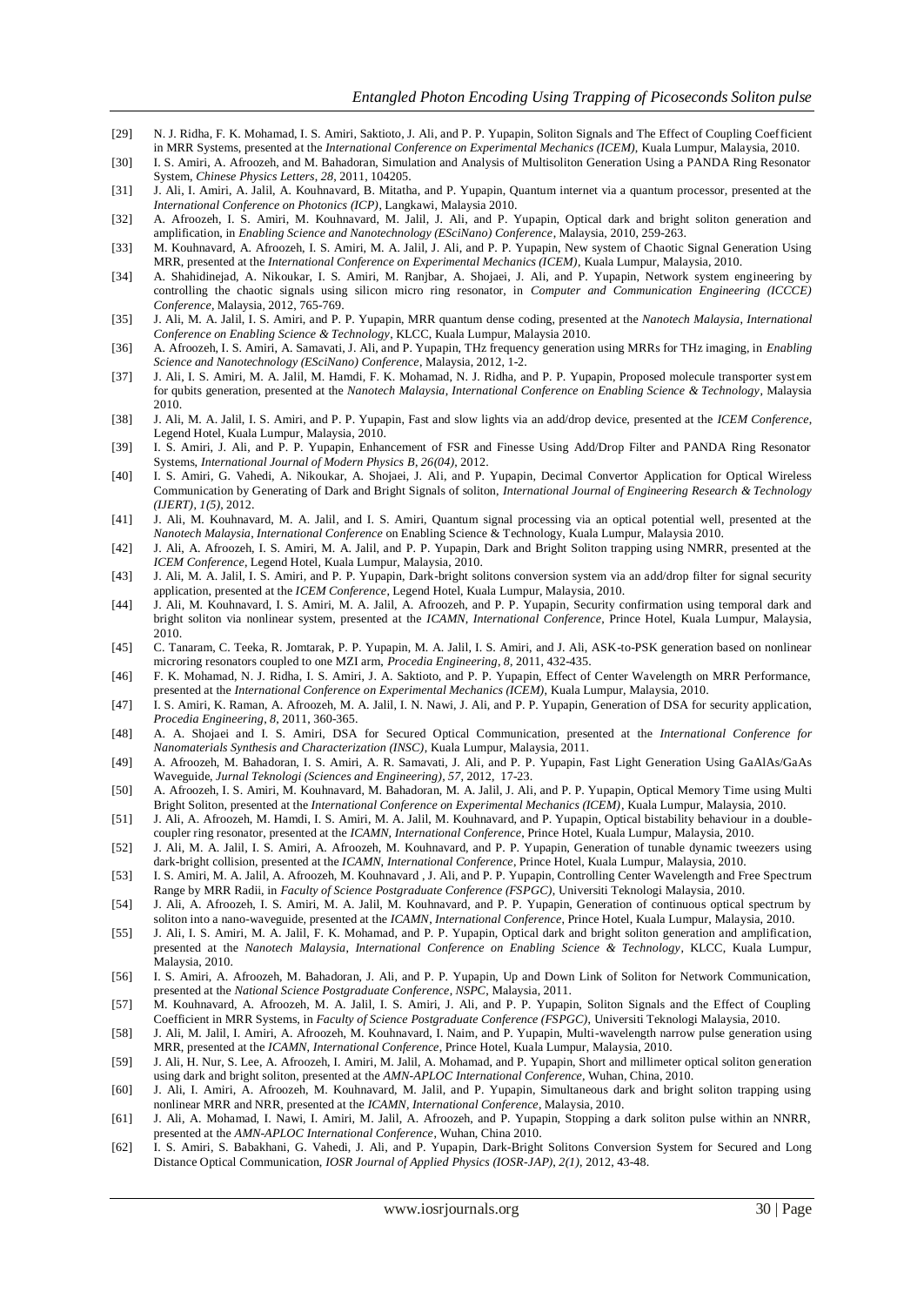[29] N. J. Ridha, F. K. Mohamad, I. S. Amiri, Saktioto, J. Ali, and P. P. Yupapin, Soliton Signals and The Effect of Coupling Coefficient in MRR Systems, presented at the *International Conference on Experimental Mechanics (ICEM)*, Kuala Lumpur, Malaysia, 2010.

[30] I. S. Amiri, A. Afroozeh, and M. Bahadoran, Simulation and Analysis of Multisoliton Generation Using a PANDA Ring Resonator System, *Chinese Physics Letters, 28*, 2011, 104205.

[31] J. Ali, I. Amiri, A. Jalil, A. Kouhnavard, B. Mitatha, and P. Yupapin, Quantum internet via a quantum processor, presented at the *International Conference on Photonics (ICP)*, Langkawi, Malaysia 2010.

[32] A. Afroozeh, I. S. Amiri, M. Kouhnavard, M. Jalil, J. Ali, and P. Yupapin, Optical dark and bright soliton generation and amplification, in *Enabling Science and Nanotechnology (EScINano) Conference*, Malaysia, 2010, 259-263.

[33] M. Kouhnavard, A. Afroozeh, I. S. Amiri, M. A. Jalil, J. Ali, and P. P. Yupapin, New system of Chaotic Signal Generation Using MRR, presented at the *International Conference on Experimental Mechanics (ICEM)*, Kuala Lumpur, Malaysia, 2010.

[34] A. Shahidinejad, A. Nikoukar, I. S. Amiri, M. Ranjbar, A. Shojaei, J. Ali, and P. Yupapin, Network system engineering by controlling the chaotic signals using silicon micro ring resonator, in *Computer and Communication Engineering (ICCCE) Conference*, Malaysia, 2012, 765-769.

[35] J. Ali, M. A. Jalil, I. S. Amiri, and P. P. Yupapin, MRR quantum dense coding, presented at the *Nanotech Malaysia, International Conference on Enabling Science & Technology*, KLCC, Kuala Lumpur, Malaysia 2010.

[36] A. Afroozeh, I. S. Amiri, A. Samavati, J. Ali, and P. Yupapin, THz frequency generation using MRRs for THz imaging, in *Enabling Science and Nanotechnology (EScINano) Conference*, Malaysia, 2012, 1-2.

[37] J. Ali, I. S. Amiri, M. A. Jalil, M. Hamdi, F. K. Mohamad, N. J. Ridha, and P. P. Yupapin, Proposed molecule transporter system for qubits generation, presented at the *Nanotech Malaysia, International Conference on Enabling Science & Technology*, Malaysia 2010.

[38] J. Ali, M. A. Jalil, I. S. Amiri, and P. P. Yupapin, Fast and slow lights via an add/drop device, presented at the *ICEM Conference*, Legend Hotel, Kuala Lumpur, Malaysia, 2010.

[39] I. S. Amiri, J. Ali, and P. P. Yupapin, Enhancement of FSR and Finesse Using Add/Drop Filter and PANDA Ring Resonator Systems, *International Journal of Modern Physics B, 26(04)*, 2012.

[40] I. S. Amiri, G. Vahedi, A. Nikoukar, A. Shojaei, J. Ali, and P. Yupapin, Decimal Convertor Application for Optical Wireless Communication by Generating of Dark and Bright Signals of soliton, *International Journal of Engineering Research & Technology (IJERT), 1(5)*, 2012.

[41] J. Ali, M. Kouhnavard, M. A. Jalil, and I. S. Amiri, Quantum signal processing via an optical potential well, presented at the *Nanotech Malaysia, International Conference* on Enabling Science & Technology, Kuala Lumpur, Malaysia 2010.

[42] J. Ali, A. Afroozeh, I. S. Amiri, M. A. Jalil, and P. P. Yupapin, Dark and Bright Soliton trapping using NMRR, presented at the *ICEM Conference*, Legend Hotel, Kuala Lumpur, Malaysia, 2010.

[43] J. Ali, M. A. Jalil, I. S. Amiri, and P. P. Yupapin, Dark-bright solitons conversion system via an add/drop filter for signal security application, presented at the *ICEM Conference*, Legend Hotel, Kuala Lumpur, Malaysia, 2010.

[44] J. Ali, M. Kouhnavard, I. S. Amiri, M. A. Jalil, A. Afroozeh, and P. P. Yupapin, Security confirmation using temporal dark and bright soliton via nonlinear system, presented at the *ICAMN, International Conference*, Prince Hotel, Kuala Lumpur, Malaysia, 2010.

[45] C. Tanaram, C. Teeka, R. Jomtarak, P. P. Yupapin, M. A. Jalil, I. S. Amiri, and J. Ali, ASK-to-PSK generation based on nonlinear microring resonators coupled to one MZI arm, *Procedia Engineering, 8*, 2011, 432-435.

[46] F. K. Mohamad, N. J. Ridha, I. S. Amiri, J. A. Saktioto, and P. P. Yupapin, Effect of Center Wavelength on MRR Performance, presented at the *International Conference on Experimental Mechanics (ICEM)*, Kuala Lumpur, Malaysia, 2010.

[47] I. S. Amiri, K. Raman, A. Afroozeh, M. A. Jalil, I. N. Nawi, J. Ali, and P. P. Yupapin, Generation of DSA for security application, *Procedia Engineering, 8*, 2011, 360-365.

[48] A. A. Shojaei and I. S. Amiri, DSA for Secured Optical Communication, presented at the *International Conference for Nanomaterials Synthesis and Characterization (INSC)*, Kuala Lumpur, Malaysia, 2011.

[49] A. Afroozeh, M. Bahadoran, I. S. Amiri, A. R. Samavati, J. Ali, and P. P. Yupapin, Fast Light Generation Using GaAlAs/GaAs Waveguide, *Jurnal Teknologi (Sciences and Engineering), 57*, 2012, 17-23.

[50] A. Afroozeh, I. S. Amiri, M. Kouhnavard, M. Bahadoran, M. A. Jalil, J. Ali, and P. P. Yupapin, Optical Memory Time using Multi Bright Soliton, presented at the *International Conference on Experimental Mechanics (ICEM)*, Kuala Lumpur, Malaysia, 2010.

[51] J. Ali, A. Afroozeh, M. Hamdi, I. S. Amiri, M. A. Jalil, M. Kouhnavard, and P. Yupapin, Optical bistability behaviour in a double-coupler ring resonator, presented at the *ICAMN, International Conference*, Prince Hotel, Kuala Lumpur, Malaysia, 2010.

[52] J. Ali, M. A. Jalil, I. S. Amiri, A. Afroozeh, M. Kouhnavard, and P. P. Yupapin, Generation of tunable dynamic tweezers using dark-bright collision, presented at the *ICAMN, International Conference*, Prince Hotel, Kuala Lumpur, Malaysia, 2010.

[53] I. S. Amiri, M. A. Jalil, A. Afroozeh, M. Kouhnavard , J. Ali, and P. P. Yupapin, Controlling Center Wavelength and Free Spectrum Range by MRR Radii, in *Faculty of Science Postgraduate Conference (FSPGC)*, Universiti Teknologi Malaysia, 2010.

[54] J. Ali, A. Afroozeh, I. S. Amiri, M. A. Jalil, M. Kouhnavard, and P. P. Yupapin, Generation of continuous optical spectrum by soliton into a nano-waveguide, presented at the *ICAMN, International Conference*, Prince Hotel, Kuala Lumpur, Malaysia, 2010.

[55] J. Ali, I. S. Amiri, M. A. Jalil, F. K. Mohamad, and P. P. Yupapin, Optical dark and bright soliton generation and amplification, presented at the *Nanotech Malaysia, International Conference on Enabling Science & Technology*, KLCC, Kuala Lumpur, Malaysia, 2010.

[56] I. S. Amiri, A. Afroozeh, M. Bahadoran, J. Ali, and P. P. Yupapin, Up and Down Link of Soliton for Network Communication, presented at the *National Science Postgraduate Conference, NSPC*, Malaysia, 2011.

[57] M. Kouhnavard, A. Afroozeh, M. A. Jalil, I. S. Amiri, J. Ali, and P. P. Yupapin, Soliton Signals and the Effect of Coupling Coefficient in MRR Systems, in *Faculty of Science Postgraduate Conference (FSPGC)*, Universiti Teknologi Malaysia, 2010.

[58] J. Ali, M. Jalil, I. Amiri, A. Afroozeh, M. Kouhnavard, I. Naim, and P. Yupapin, Multi-wavelength narrow pulse generation using MRR, presented at the *ICAMN, International Conference*, Prince Hotel, Kuala Lumpur, Malaysia, 2010.

[59] J. Ali, H. Nur, S. Lee, A. Afroozeh, I. Amiri, M. Jalil, A. Mohamad, and P. Yupapin, Short and millimeter optical soliton generation using dark and bright soliton, presented at the *AMN-APLOC International Conference*, Wuhan, China, 2010.

[60] J. Ali, I. Amiri, A. Afroozeh, M. Kouhnavard, M. Jalil, and P. Yupapin, Simultaneous dark and bright soliton trapping using nonlinear MRR and NRR, presented at the *ICAMN, International Conference*, Malaysia, 2010.

[61] J. Ali, A. Mohamad, I. Nawi, I. Amiri, M. Jalil, A. Afroozeh, and P. Yupapin, Stopping a dark soliton pulse within an NNRR, presented at the *AMN-APLOC International Conference*, Wuhan, China 2010.

[62] I. S. Amiri, S. Babakhani, G. Vahedi, J. Ali, and P. Yupapin, Dark-Bright Solitons Conversion System for Secured and Long Distance Optical Communication, *IOSR Journal of Applied Physics (IOSR-JAP), 2(1)*, 2012, 43-48.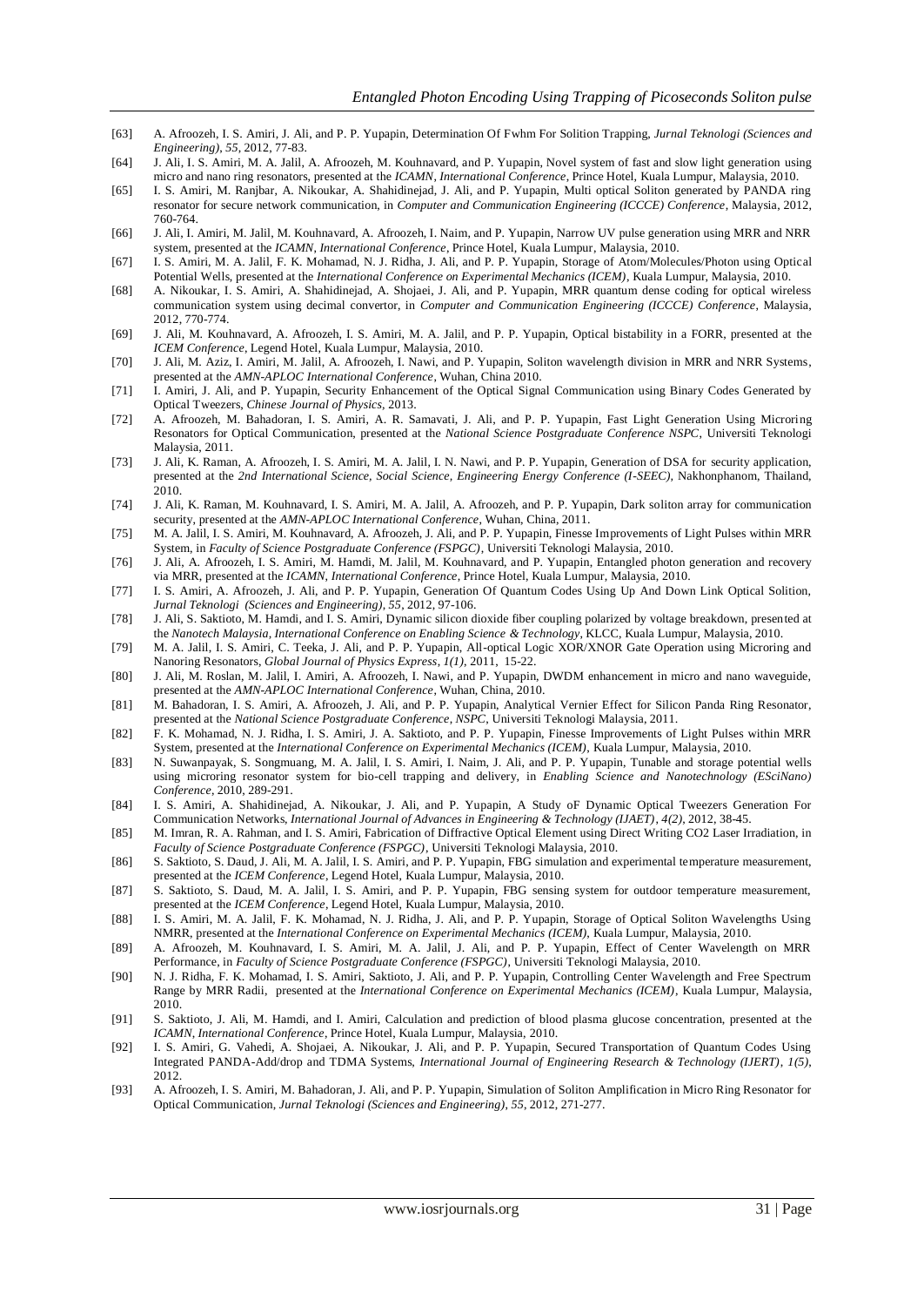[63] A. Afroozeh, I. S. Amiri, J. Ali, and P. P. Yupapin, Determination Of Fwhm For Solition Trapping, *Jurnal Teknologi (Sciences and Engineering), 55*, 2012, 77-83.

[64] J. Ali, I. S. Amiri, M. A. Jalil, A. Afroozeh, M. Kouhnavard, and P. Yupapin, Novel system of fast and slow light generation using micro and nano ring resonators, presented at the *ICAMN, International Conference*, Prince Hotel, Kuala Lumpur, Malaysia, 2010.

[65] I. S. Amiri, M. Ranjbar, A. Nikoukar, A. Shahidinejad, J. Ali, and P. Yupapin, Multi optical Soliton generated by PANDA ring resonator for secure network communication, in *Computer and Communication Engineering (ICCCE) Conference*, Malaysia, 2012, 760-764.

[66] J. Ali, I. Amiri, M. Jalil, M. Kouhnavard, A. Afroozeh, I. Naim, and P. Yupapin, Narrow UV pulse generation using MRR and NRR system, presented at the *ICAMN, International Conference*, Prince Hotel, Kuala Lumpur, Malaysia, 2010.

[67] I. S. Amiri, M. A. Jalil, F. K. Mohamad, N. J. Ridha, J. Ali, and P. P. Yupapin, Storage of Atom/Molecules/Photon using Optical Potential Wells, presented at the *International Conference on Experimental Mechanics (ICEM)*, Kuala Lumpur, Malaysia, 2010.

[68] A. Nikoukar, I. S. Amiri, A. Shahidinejad, A. Shojaei, J. Ali, and P. Yupapin, MRR quantum dense coding for optical wireless communication system using decimal convertor, in *Computer and Communication Engineering (ICCCE) Conference*, Malaysia, 2012, 770-774.

[69] J. Ali, M. Kouhnavard, A. Afroozeh, I. S. Amiri, M. A. Jalil, and P. P. Yupapin, Optical bistability in a FORR, presented at the *ICEM Conference*, Legend Hotel, Kuala Lumpur, Malaysia, 2010.

[70] J. Ali, M. Aziz, I. Amiri, M. Jalil, A. Afroozeh, I. Nawi, and P. Yupapin, Soliton wavelength division in MRR and NRR Systems, presented at the *AMN-APLOC International Conference*, Wuhan, China 2010.

[71] I. Amiri, J. Ali, and P. Yupapin, Security Enhancement of the Optical Signal Communication using Binary Codes Generated by Optical Tweezers, *Chinese Journal of Physics*, 2013.

[72] A. Afroozeh, M. Bahadoran, I. S. Amiri, A. R. Samavati, J. Ali, and P. P. Yupapin, Fast Light Generation Using Microring Resonators for Optical Communication, presented at the *National Science Postgraduate Conference NSPC*, Universiti Teknologi Malaysia, 2011.

[73] J. Ali, K. Raman, A. Afroozeh, I. S. Amiri, M. A. Jalil, I. N. Nawi, and P. P. Yupapin, Generation of DSA for security application, presented at the *2nd International Science, Social Science, Engineering Energy Conference (I-SEEC)*, Nakhonphanom, Thailand, 2010.

[74] J. Ali, K. Raman, M. Kouhnavard, I. S. Amiri, M. A. Jalil, A. Afroozeh, and P. P. Yupapin, Dark soliton array for communication security, presented at the *AMN-APLOC International Conference*, Wuhan, China, 2011.

[75] M. A. Jalil, I. S. Amiri, M. Kouhnavard, A. Afroozeh, J. Ali, and P. P. Yupapin, Finesse Improvements of Light Pulses within MRR System, in *Faculty of Science Postgraduate Conference (FSPGC)*, Universiti Teknologi Malaysia, 2010.

[76] J. Ali, A. Afroozeh, I. S. Amiri, M. Hamdi, M. Jalil, M. Kouhnavard, and P. Yupapin, Entangled photon generation and recovery via MRR, presented at the *ICAMN, International Conference*, Prince Hotel, Kuala Lumpur, Malaysia, 2010.

[77] I. S. Amiri, A. Afroozeh, J. Ali, and P. P. Yupapin, Generation Of Quantum Codes Using Up And Down Link Optical Solition, *Jurnal Teknologi (Sciences and Engineering), 55*, 2012, 97-106.

[78] J. Ali, S. Saktioto, M. Hamdi, and I. S. Amiri, Dynamic silicon dioxide fiber coupling polarized by voltage breakdown, presented at the *Nanotech Malaysia, International Conference on Enabling Science & Technology*, KLCC, Kuala Lumpur, Malaysia, 2010.

[79] M. A. Jalil, I. S. Amiri, C. Teeka, J. Ali, and P. P. Yupapin, All-optical Logic XOR/XNOR Gate Operation using Microring and Nanoring Resonators, *Global Journal of Physics Express, 1(1)*, 2011, 15-22.

[80] J. Ali, M. Roslan, M. Jalil, I. Amiri, A. Afroozeh, I. Nawi, and P. Yupapin, DWDM enhancement in micro and nano waveguide, presented at the *AMN-APLOC International Conference*, Wuhan, China, 2010.

[81] M. Bahadoran, I. S. Amiri, A. Afroozeh, J. Ali, and P. P. Yupapin, Analytical Vernier Effect for Silicon Panda Ring Resonator, presented at the *National Science Postgraduate Conference, NSPC*, Universiti Teknologi Malaysia, 2011.

[82] F. K. Mohamad, N. J. Ridha, I. S. Amiri, J. A. Saktioto, and P. P. Yupapin, Finesse Improvements of Light Pulses within MRR System, presented at the *International Conference on Experimental Mechanics (ICEM)*, Kuala Lumpur, Malaysia, 2010.

[83] N. Suwanpayak, S. Songmuang, M. A. Jalil, I. S. Amiri, I. Naim, J. Ali, and P. P. Yupapin, Tunable and storage potential wells using microring resonator system for bio-cell trapping and delivery, in *Enabling Science and Nanotechnology (ESciNano) Conference*, 2010, 289-291.

[84] I. S. Amiri, A. Shahidinejad, A. Nikoukar, J. Ali, and P. Yupapin, A Study oF Dynamic Optical Tweezers Generation For Communication Networks, *International Journal of Advances in Engineering & Technology (IJAET), 4(2)*, 2012, 38-45.

[85] M. Imran, R. A. Rahman, and I. S. Amiri, Fabrication of Diffractive Optical Element using Direct Writing CO2 Laser Irradiation, in *Faculty of Science Postgraduate Conference (FSPGC)*, Universiti Teknologi Malaysia, 2010.

[86] S. Saktioto, S. Daud, J. Ali, M. A. Jalil, I. S. Amiri, and P. P. Yupapin, FBG simulation and experimental temperature measurement, presented at the *ICEM Conference*, Legend Hotel, Kuala Lumpur, Malaysia, 2010.

[87] S. Saktioto, S. Daud, M. A. Jalil, I. S. Amiri, and P. P. Yupapin, FBG sensing system for outdoor temperature measurement, presented at the *ICEM Conference*, Legend Hotel, Kuala Lumpur, Malaysia, 2010.

[88] I. S. Amiri, M. A. Jalil, F. K. Mohamad, N. J. Ridha, J. Ali, and P. P. Yupapin, Storage of Optical Soliton Wavelengths Using NMRR, presented at the *International Conference on Experimental Mechanics (ICEM)*, Kuala Lumpur, Malaysia, 2010.

[89] A. Afroozeh, M. Kouhnavard, I. S. Amiri, M. A. Jalil, J. Ali, and P. P. Yupapin, Effect of Center Wavelength on MRR Performance, in *Faculty of Science Postgraduate Conference (FSPGC)*, Universiti Teknologi Malaysia, 2010.

[90] N. J. Ridha, F. K. Mohamad, I. S. Amiri, Saktioto, J. Ali, and P. P. Yupapin, Controlling Center Wavelength and Free Spectrum Range by MRR Radii, presented at the *International Conference on Experimental Mechanics (ICEM)*, Kuala Lumpur, Malaysia, 2010.

[91] S. Saktioto, J. Ali, M. Hamdi, and I. Amiri, Calculation and prediction of blood plasma glucose concentration, presented at the *ICAMN, International Conference*, Prince Hotel, Kuala Lumpur, Malaysia, 2010.

[92] I. S. Amiri, G. Vahedi, A. Shojaei, A. Nikoukar, J. Ali, and P. P. Yupapin, Secured Transportation of Quantum Codes Using Integrated PANDA-Add/drop and TDMA Systems, *International Journal of Engineering Research & Technology (IJERT), 1(5)*, 2012.

[93] A. Afroozeh, I. S. Amiri, M. Bahadoran, J. Ali, and P. P. Yupapin, Simulation of Soliton Amplification in Micro Ring Resonator for Optical Communication, *Jurnal Teknologi (Sciences and Engineering), 55*, 2012, 271-277.